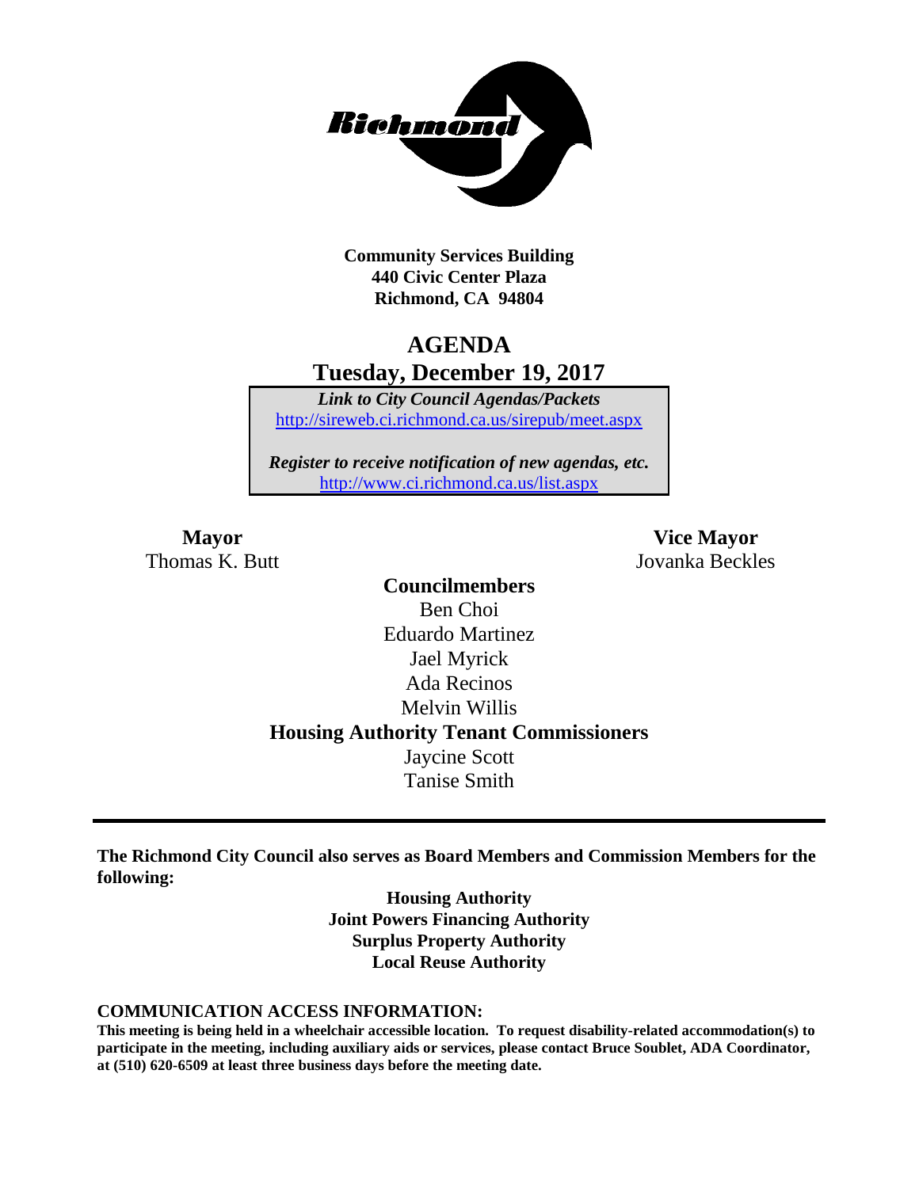**Community Services Building**
**440 Civic Center Plaza**
**Richmond, CA 94804**

# AGENDA
## Tuesday, December 19, 2017

***Link to City Council Agendas/Packets***
http://sireweb.ci.richmond.ca.us/sirepub/meet.aspx

***Register to receive notification of new agendas, etc.***
http://www.ci.richmond.ca.us/list.aspx

**Mayor**
Thomas K. Butt

**Vice Mayor**
Jovanka Beckles

**Councilmembers**
Ben Choi
Eduardo Martinez
Jael Myrick
Ada Recinos
Melvin Willis

**Housing Authority Tenant Commissioners**
Jaycine Scott
Tanise Smith

---

**The Richmond City Council also serves as Board Members and Commission Members for the following:**

**Housing Authority**
**Joint Powers Financing Authority**
**Surplus Property Authority**
**Local Reuse Authority**

**COMMUNICATION ACCESS INFORMATION:**
**This meeting is being held in a wheelchair accessible location. To request disability-related accommodation(s) to participate in the meeting, including auxiliary aids or services, please contact Bruce Soublet, ADA Coordinator, at (510) 620-6509 at least three business days before the meeting date.**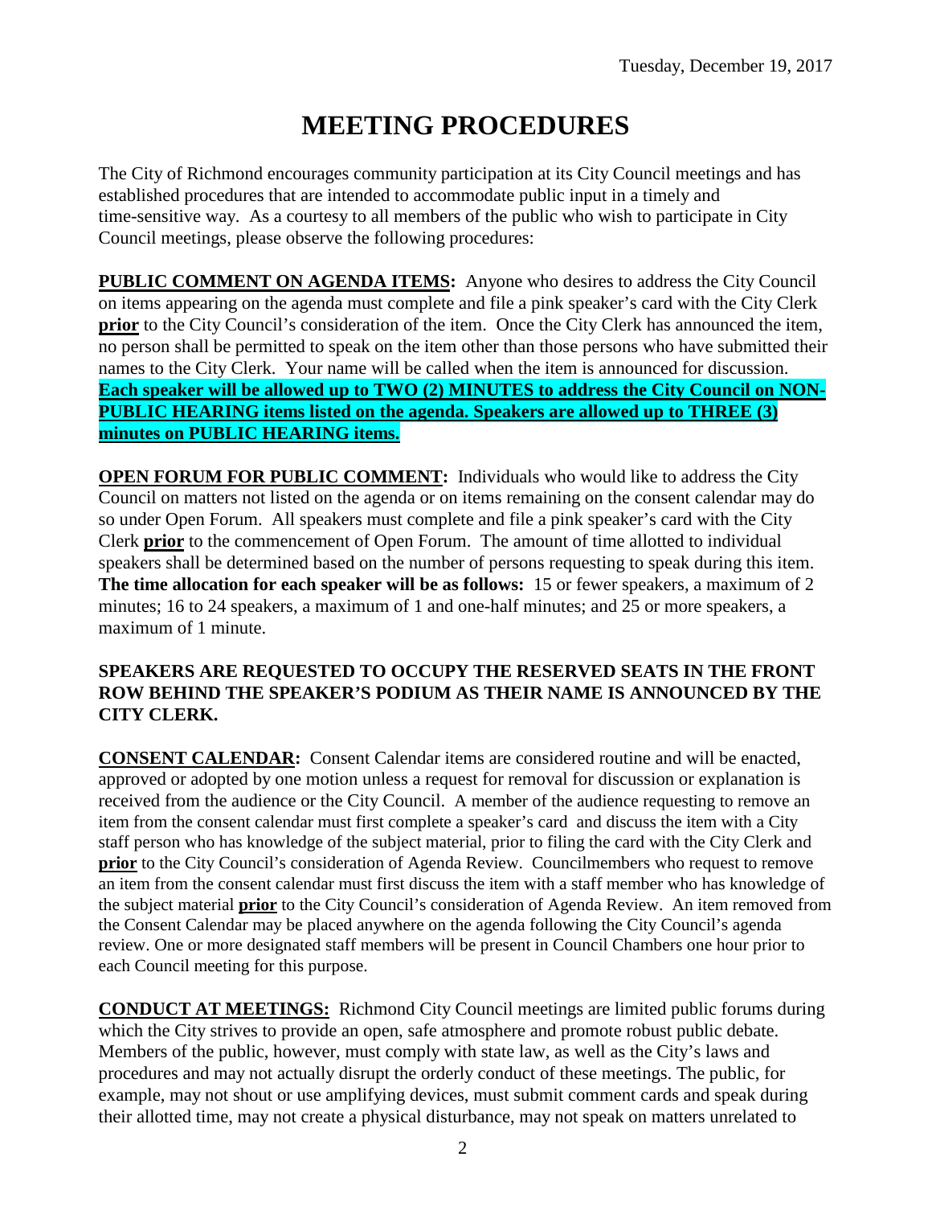Tuesday, December 19, 2017

# MEETING PROCEDURES

The City of Richmond encourages community participation at its City Council meetings and has established procedures that are intended to accommodate public input in a timely and time-sensitive way. As a courtesy to all members of the public who wish to participate in City Council meetings, please observe the following procedures:

**PUBLIC COMMENT ON AGENDA ITEMS:** Anyone who desires to address the City Council on items appearing on the agenda must complete and file a pink speaker's card with the City Clerk **prior** to the City Council's consideration of the item. Once the City Clerk has announced the item, no person shall be permitted to speak on the item other than those persons who have submitted their names to the City Clerk. Your name will be called when the item is announced for discussion. **Each speaker will be allowed up to TWO (2) MINUTES to address the City Council on NON-PUBLIC HEARING items listed on the agenda. Speakers are allowed up to THREE (3) minutes on PUBLIC HEARING items.**

**OPEN FORUM FOR PUBLIC COMMENT:** Individuals who would like to address the City Council on matters not listed on the agenda or on items remaining on the consent calendar may do so under Open Forum. All speakers must complete and file a pink speaker's card with the City Clerk **prior** to the commencement of Open Forum. The amount of time allotted to individual speakers shall be determined based on the number of persons requesting to speak during this item. **The time allocation for each speaker will be as follows:** 15 or fewer speakers, a maximum of 2 minutes; 16 to 24 speakers, a maximum of 1 and one-half minutes; and 25 or more speakers, a maximum of 1 minute.

**SPEAKERS ARE REQUESTED TO OCCUPY THE RESERVED SEATS IN THE FRONT ROW BEHIND THE SPEAKER'S PODIUM AS THEIR NAME IS ANNOUNCED BY THE CITY CLERK.**

**CONSENT CALENDAR:** Consent Calendar items are considered routine and will be enacted, approved or adopted by one motion unless a request for removal for discussion or explanation is received from the audience or the City Council. A member of the audience requesting to remove an item from the consent calendar must first complete a speaker's card and discuss the item with a City staff person who has knowledge of the subject material, prior to filing the card with the City Clerk and **prior** to the City Council's consideration of Agenda Review. Councilmembers who request to remove an item from the consent calendar must first discuss the item with a staff member who has knowledge of the subject material **prior** to the City Council's consideration of Agenda Review. An item removed from the Consent Calendar may be placed anywhere on the agenda following the City Council's agenda review. One or more designated staff members will be present in Council Chambers one hour prior to each Council meeting for this purpose.

**CONDUCT AT MEETINGS:** Richmond City Council meetings are limited public forums during which the City strives to provide an open, safe atmosphere and promote robust public debate. Members of the public, however, must comply with state law, as well as the City's laws and procedures and may not actually disrupt the orderly conduct of these meetings. The public, for example, may not shout or use amplifying devices, must submit comment cards and speak during their allotted time, may not create a physical disturbance, may not speak on matters unrelated to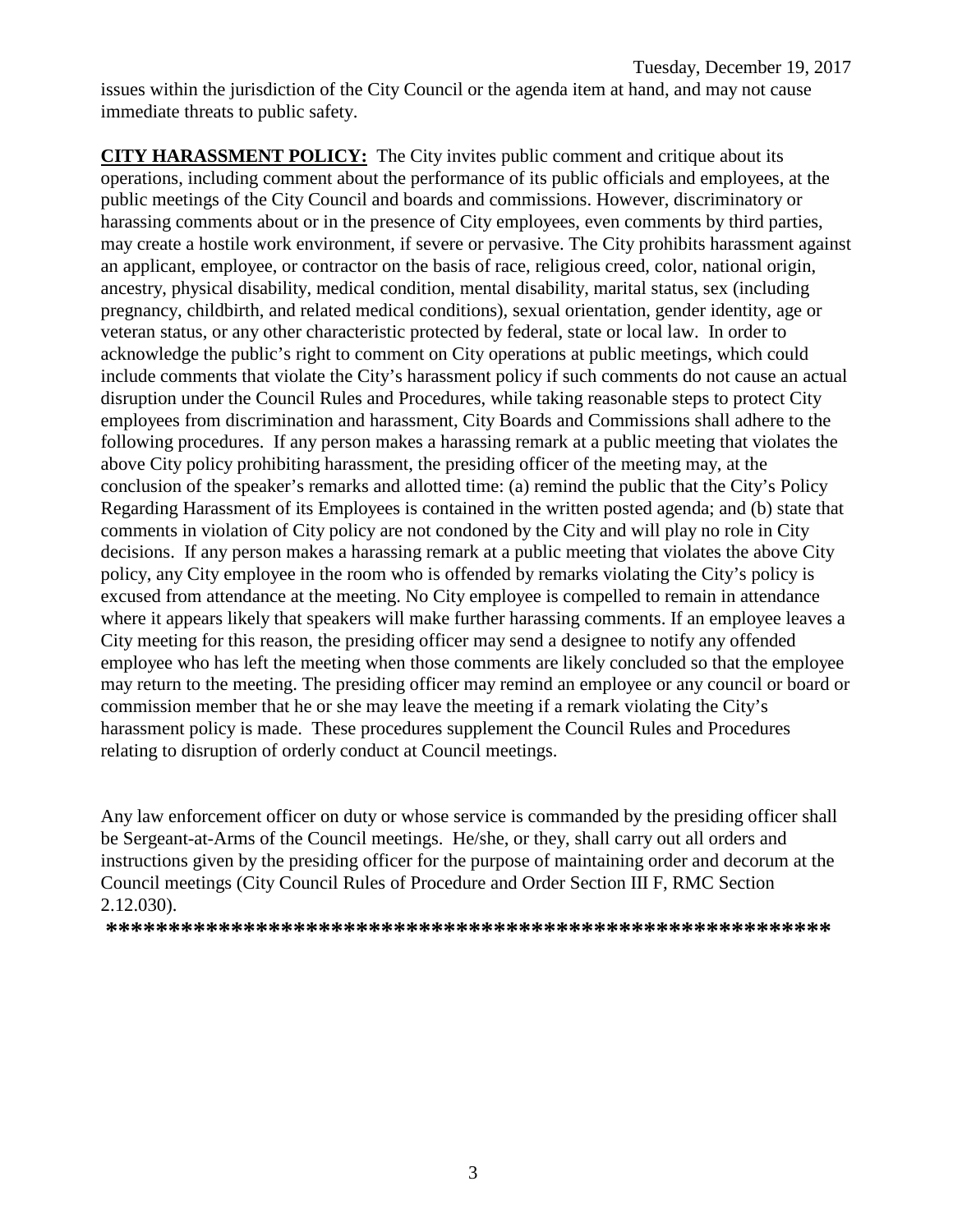issues within the jurisdiction of the City Council or the agenda item at hand, and may not cause immediate threats to public safety.

**CITY HARASSMENT POLICY:** The City invites public comment and critique about its operations, including comment about the performance of its public officials and employees, at the public meetings of the City Council and boards and commissions. However, discriminatory or harassing comments about or in the presence of City employees, even comments by third parties, may create a hostile work environment, if severe or pervasive. The City prohibits harassment against an applicant, employee, or contractor on the basis of race, religious creed, color, national origin, ancestry, physical disability, medical condition, mental disability, marital status, sex (including pregnancy, childbirth, and related medical conditions), sexual orientation, gender identity, age or veteran status, or any other characteristic protected by federal, state or local law. In order to acknowledge the public's right to comment on City operations at public meetings, which could include comments that violate the City's harassment policy if such comments do not cause an actual disruption under the Council Rules and Procedures, while taking reasonable steps to protect City employees from discrimination and harassment, City Boards and Commissions shall adhere to the following procedures. If any person makes a harassing remark at a public meeting that violates the above City policy prohibiting harassment, the presiding officer of the meeting may, at the conclusion of the speaker's remarks and allotted time: (a) remind the public that the City's Policy Regarding Harassment of its Employees is contained in the written posted agenda; and (b) state that comments in violation of City policy are not condoned by the City and will play no role in City decisions. If any person makes a harassing remark at a public meeting that violates the above City policy, any City employee in the room who is offended by remarks violating the City's policy is excused from attendance at the meeting. No City employee is compelled to remain in attendance where it appears likely that speakers will make further harassing comments. If an employee leaves a City meeting for this reason, the presiding officer may send a designee to notify any offended employee who has left the meeting when those comments are likely concluded so that the employee may return to the meeting. The presiding officer may remind an employee or any council or board or commission member that he or she may leave the meeting if a remark violating the City's harassment policy is made. These procedures supplement the Council Rules and Procedures relating to disruption of orderly conduct at Council meetings.

Any law enforcement officer on duty or whose service is commanded by the presiding officer shall be Sergeant-at-Arms of the Council meetings. He/she, or they, shall carry out all orders and instructions given by the presiding officer for the purpose of maintaining order and decorum at the Council meetings (City Council Rules of Procedure and Order Section III F, RMC Section 2.12.030).

**********************************************************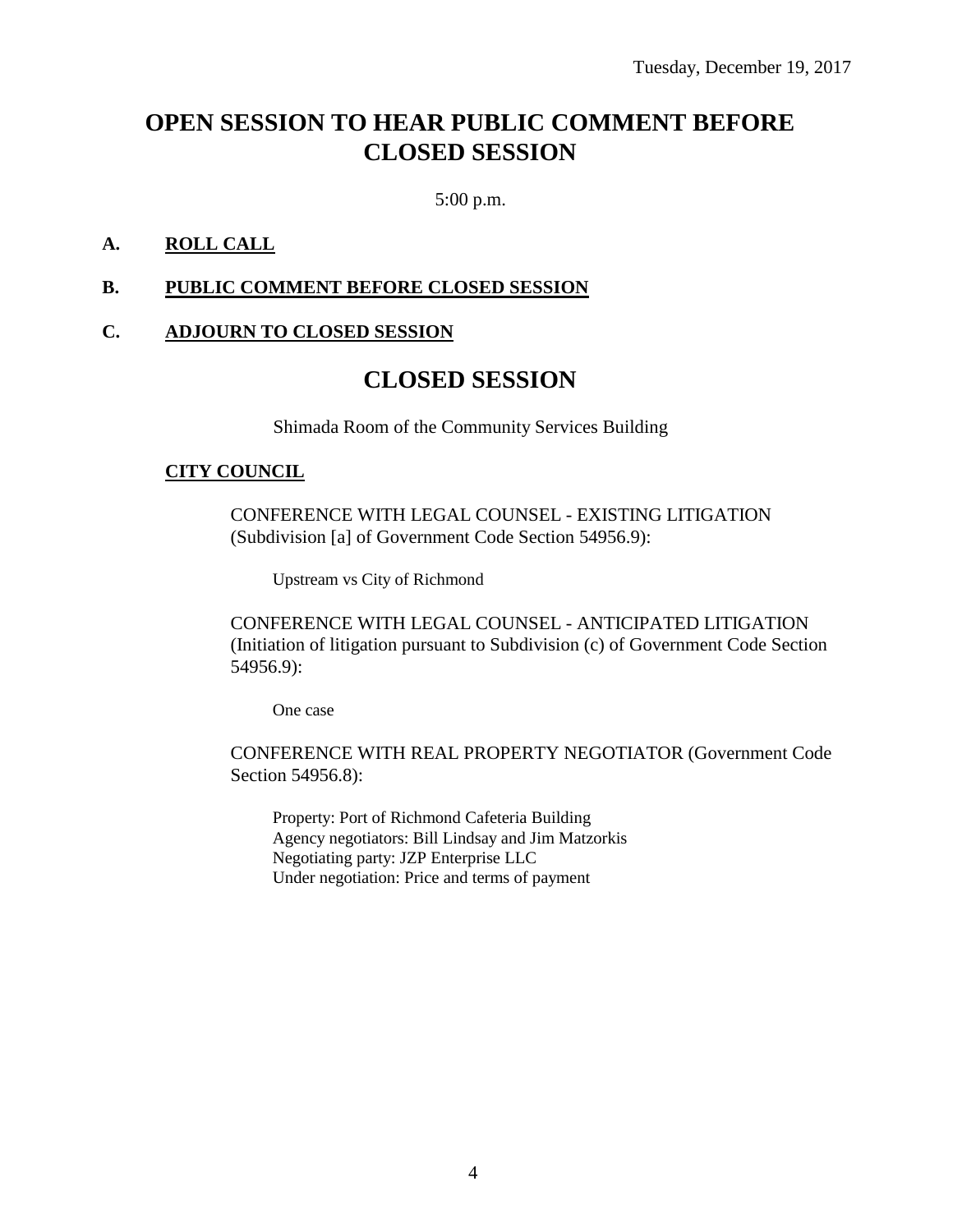Tuesday, December 19, 2017

# OPEN SESSION TO HEAR PUBLIC COMMENT BEFORE CLOSED SESSION

5:00 p.m.

**A. ROLL CALL**

**B. PUBLIC COMMENT BEFORE CLOSED SESSION**

**C. ADJOURN TO CLOSED SESSION**

# CLOSED SESSION

Shimada Room of the Community Services Building

**CITY COUNCIL**

CONFERENCE WITH LEGAL COUNSEL - EXISTING LITIGATION (Subdivision [a] of Government Code Section 54956.9):

Upstream vs City of Richmond

CONFERENCE WITH LEGAL COUNSEL - ANTICIPATED LITIGATION (Initiation of litigation pursuant to Subdivision (c) of Government Code Section 54956.9):

One case

CONFERENCE WITH REAL PROPERTY NEGOTIATOR (Government Code Section 54956.8):

Property: Port of Richmond Cafeteria Building
Agency negotiators: Bill Lindsay and Jim Matzorkis
Negotiating party: JZP Enterprise LLC
Under negotiation: Price and terms of payment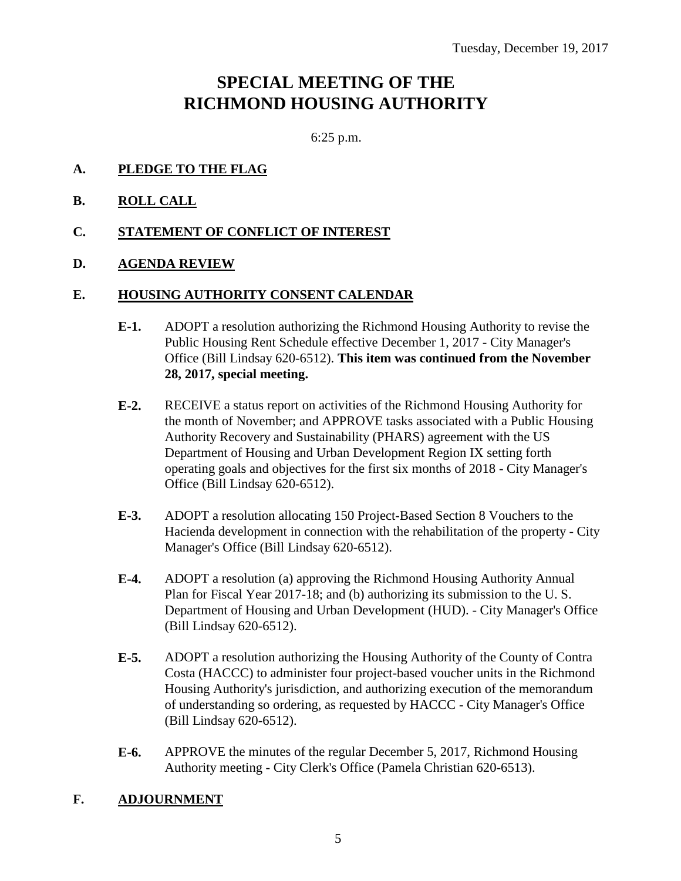Tuesday, December 19, 2017

# SPECIAL MEETING OF THE RICHMOND HOUSING AUTHORITY

6:25 p.m.

**A. PLEDGE TO THE FLAG**

**B. ROLL CALL**

**C. STATEMENT OF CONFLICT OF INTEREST**

**D. AGENDA REVIEW**

**E. HOUSING AUTHORITY CONSENT CALENDAR**

**E-1.** ADOPT a resolution authorizing the Richmond Housing Authority to revise the Public Housing Rent Schedule effective December 1, 2017 - City Manager's Office (Bill Lindsay 620-6512). **This item was continued from the November 28, 2017, special meeting.**

**E-2.** RECEIVE a status report on activities of the Richmond Housing Authority for the month of November; and APPROVE tasks associated with a Public Housing Authority Recovery and Sustainability (PHARS) agreement with the US Department of Housing and Urban Development Region IX setting forth operating goals and objectives for the first six months of 2018 - City Manager's Office (Bill Lindsay 620-6512).

**E-3.** ADOPT a resolution allocating 150 Project-Based Section 8 Vouchers to the Hacienda development in connection with the rehabilitation of the property - City Manager's Office (Bill Lindsay 620-6512).

**E-4.** ADOPT a resolution (a) approving the Richmond Housing Authority Annual Plan for Fiscal Year 2017-18; and (b) authorizing its submission to the U. S. Department of Housing and Urban Development (HUD). - City Manager's Office (Bill Lindsay 620-6512).

**E-5.** ADOPT a resolution authorizing the Housing Authority of the County of Contra Costa (HACCC) to administer four project-based voucher units in the Richmond Housing Authority's jurisdiction, and authorizing execution of the memorandum of understanding so ordering, as requested by HACCC - City Manager's Office (Bill Lindsay 620-6512).

**E-6.** APPROVE the minutes of the regular December 5, 2017, Richmond Housing Authority meeting - City Clerk's Office (Pamela Christian 620-6513).

**F. ADJOURNMENT**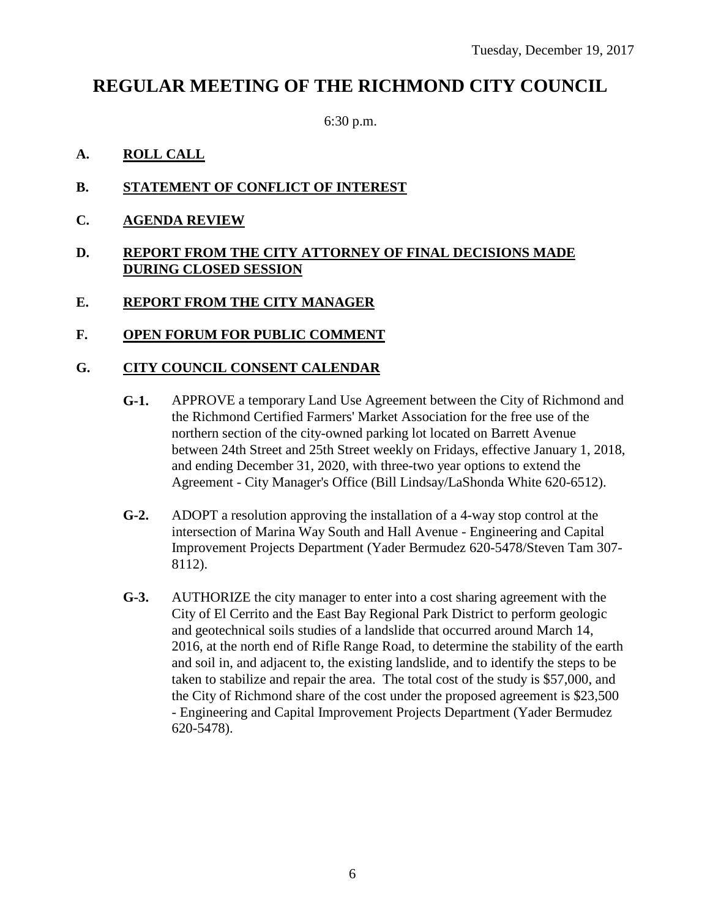Tuesday, December 19, 2017

# REGULAR MEETING OF THE RICHMOND CITY COUNCIL

6:30 p.m.

**A. ROLL CALL**

**B. STATEMENT OF CONFLICT OF INTEREST**

**C. AGENDA REVIEW**

**D. REPORT FROM THE CITY ATTORNEY OF FINAL DECISIONS MADE DURING CLOSED SESSION**

**E. REPORT FROM THE CITY MANAGER**

**F. OPEN FORUM FOR PUBLIC COMMENT**

**G. CITY COUNCIL CONSENT CALENDAR**

**G-1.** APPROVE a temporary Land Use Agreement between the City of Richmond and the Richmond Certified Farmers' Market Association for the free use of the northern section of the city-owned parking lot located on Barrett Avenue between 24th Street and 25th Street weekly on Fridays, effective January 1, 2018, and ending December 31, 2020, with three-two year options to extend the Agreement - City Manager's Office (Bill Lindsay/LaShonda White 620-6512).

**G-2.** ADOPT a resolution approving the installation of a 4-way stop control at the intersection of Marina Way South and Hall Avenue - Engineering and Capital Improvement Projects Department (Yader Bermudez 620-5478/Steven Tam 307-8112).

**G-3.** AUTHORIZE the city manager to enter into a cost sharing agreement with the City of El Cerrito and the East Bay Regional Park District to perform geologic and geotechnical soils studies of a landslide that occurred around March 14, 2016, at the north end of Rifle Range Road, to determine the stability of the earth and soil in, and adjacent to, the existing landslide, and to identify the steps to be taken to stabilize and repair the area. The total cost of the study is $57,000, and the City of Richmond share of the cost under the proposed agreement is $23,500 - Engineering and Capital Improvement Projects Department (Yader Bermudez 620-5478).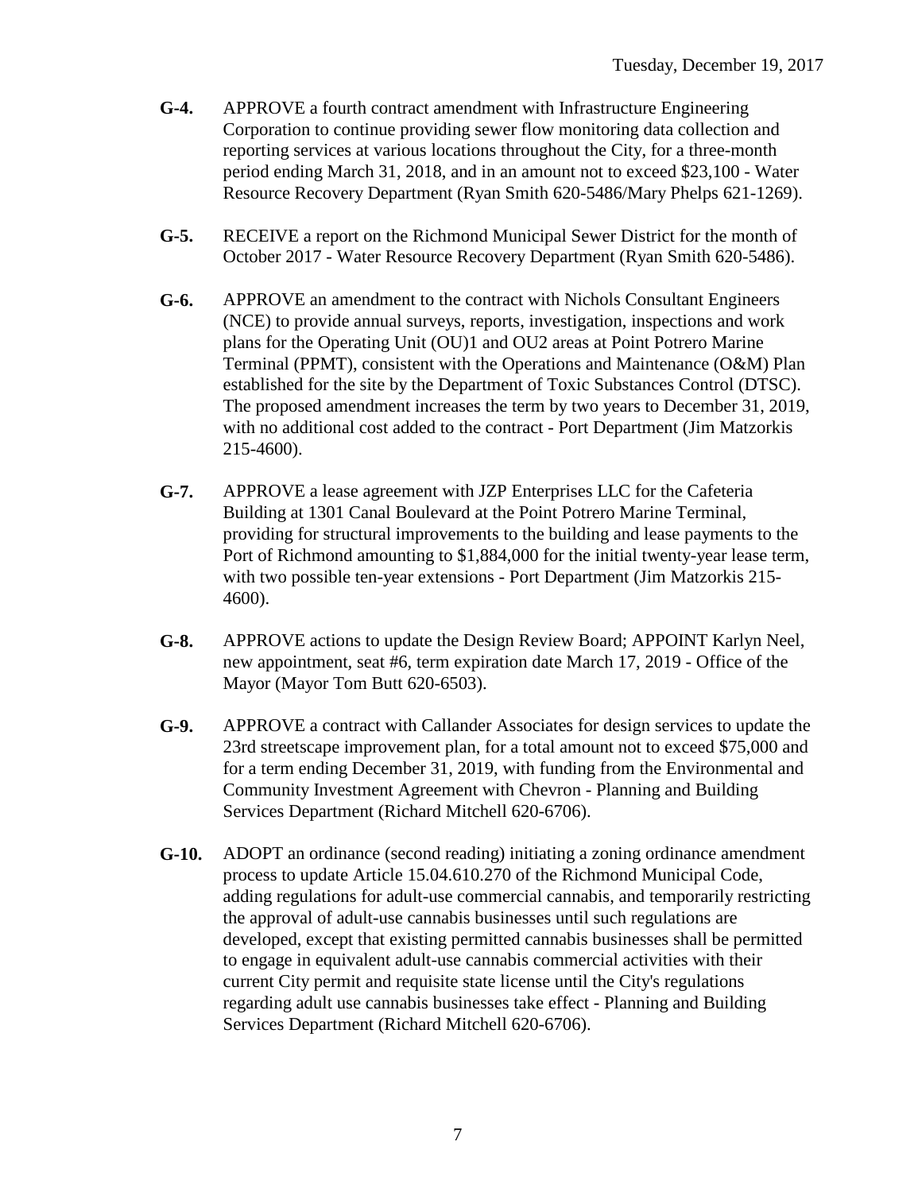**G-4.** APPROVE a fourth contract amendment with Infrastructure Engineering Corporation to continue providing sewer flow monitoring data collection and reporting services at various locations throughout the City, for a three-month period ending March 31, 2018, and in an amount not to exceed $23,100 - Water Resource Recovery Department (Ryan Smith 620-5486/Mary Phelps 621-1269).

**G-5.** RECEIVE a report on the Richmond Municipal Sewer District for the month of October 2017 - Water Resource Recovery Department (Ryan Smith 620-5486).

**G-6.** APPROVE an amendment to the contract with Nichols Consultant Engineers (NCE) to provide annual surveys, reports, investigation, inspections and work plans for the Operating Unit (OU)1 and OU2 areas at Point Potrero Marine Terminal (PPMT), consistent with the Operations and Maintenance (O&M) Plan established for the site by the Department of Toxic Substances Control (DTSC). The proposed amendment increases the term by two years to December 31, 2019, with no additional cost added to the contract - Port Department (Jim Matzorkis 215-4600).

**G-7.** APPROVE a lease agreement with JZP Enterprises LLC for the Cafeteria Building at 1301 Canal Boulevard at the Point Potrero Marine Terminal, providing for structural improvements to the building and lease payments to the Port of Richmond amounting to $1,884,000 for the initial twenty-year lease term, with two possible ten-year extensions - Port Department (Jim Matzorkis 215-4600).

**G-8.** APPROVE actions to update the Design Review Board; APPOINT Karlyn Neel, new appointment, seat #6, term expiration date March 17, 2019 - Office of the Mayor (Mayor Tom Butt 620-6503).

**G-9.** APPROVE a contract with Callander Associates for design services to update the 23rd streetscape improvement plan, for a total amount not to exceed $75,000 and for a term ending December 31, 2019, with funding from the Environmental and Community Investment Agreement with Chevron - Planning and Building Services Department (Richard Mitchell 620-6706).

**G-10.** ADOPT an ordinance (second reading) initiating a zoning ordinance amendment process to update Article 15.04.610.270 of the Richmond Municipal Code, adding regulations for adult-use commercial cannabis, and temporarily restricting the approval of adult-use cannabis businesses until such regulations are developed, except that existing permitted cannabis businesses shall be permitted to engage in equivalent adult-use cannabis commercial activities with their current City permit and requisite state license until the City's regulations regarding adult use cannabis businesses take effect - Planning and Building Services Department (Richard Mitchell 620-6706).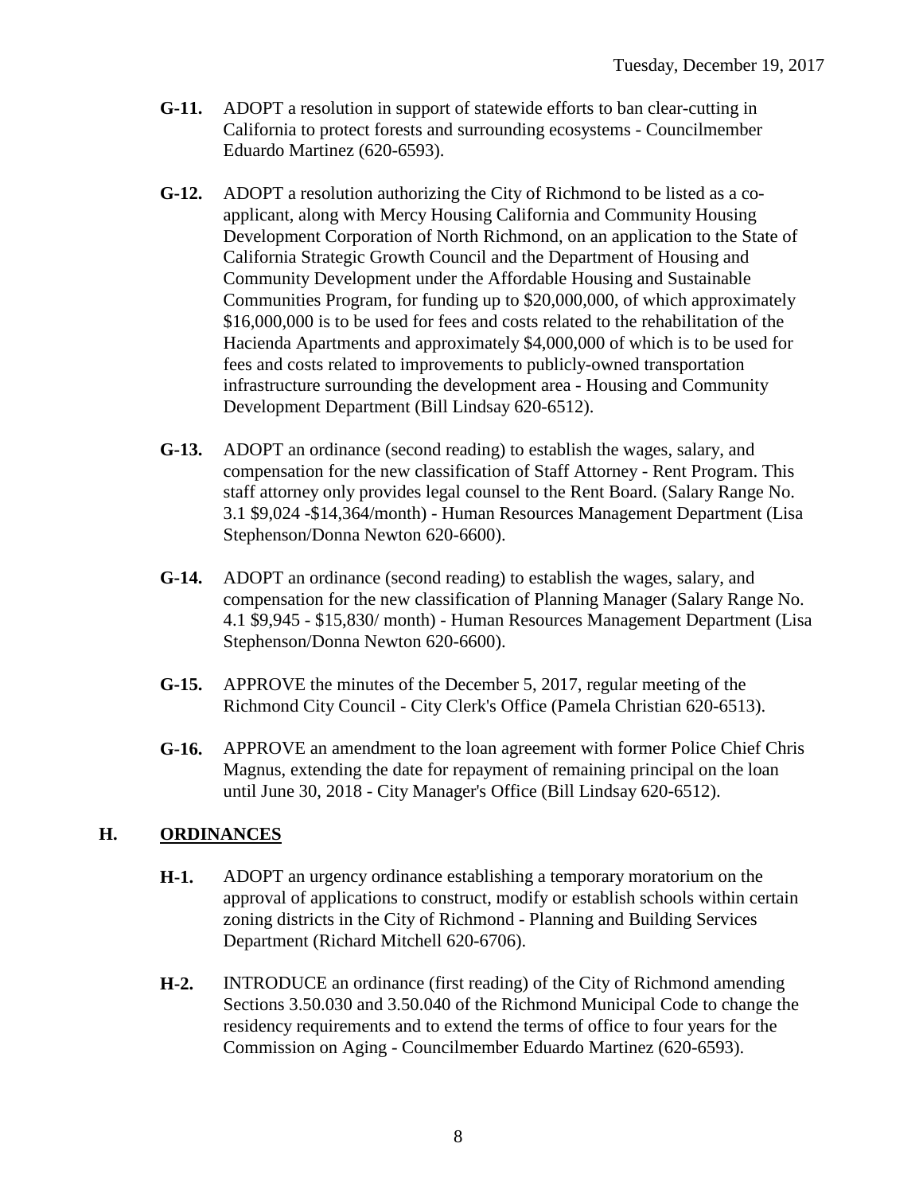**G-11.** ADOPT a resolution in support of statewide efforts to ban clear-cutting in California to protect forests and surrounding ecosystems - Councilmember Eduardo Martinez (620-6593).

**G-12.** ADOPT a resolution authorizing the City of Richmond to be listed as a co-applicant, along with Mercy Housing California and Community Housing Development Corporation of North Richmond, on an application to the State of California Strategic Growth Council and the Department of Housing and Community Development under the Affordable Housing and Sustainable Communities Program, for funding up to $20,000,000, of which approximately $16,000,000 is to be used for fees and costs related to the rehabilitation of the Hacienda Apartments and approximately $4,000,000 of which is to be used for fees and costs related to improvements to publicly-owned transportation infrastructure surrounding the development area - Housing and Community Development Department (Bill Lindsay 620-6512).

**G-13.** ADOPT an ordinance (second reading) to establish the wages, salary, and compensation for the new classification of Staff Attorney - Rent Program. This staff attorney only provides legal counsel to the Rent Board. (Salary Range No. 3.1 $9,024 -$14,364/month) - Human Resources Management Department (Lisa Stephenson/Donna Newton 620-6600).

**G-14.** ADOPT an ordinance (second reading) to establish the wages, salary, and compensation for the new classification of Planning Manager (Salary Range No. 4.1 $9,945 - $15,830/ month) - Human Resources Management Department (Lisa Stephenson/Donna Newton 620-6600).

**G-15.** APPROVE the minutes of the December 5, 2017, regular meeting of the Richmond City Council - City Clerk's Office (Pamela Christian 620-6513).

**G-16.** APPROVE an amendment to the loan agreement with former Police Chief Chris Magnus, extending the date for repayment of remaining principal on the loan until June 30, 2018 - City Manager's Office (Bill Lindsay 620-6512).

## H. <u>ORDINANCES</u>

**H-1.** ADOPT an urgency ordinance establishing a temporary moratorium on the approval of applications to construct, modify or establish schools within certain zoning districts in the City of Richmond - Planning and Building Services Department (Richard Mitchell 620-6706).

**H-2.** INTRODUCE an ordinance (first reading) of the City of Richmond amending Sections 3.50.030 and 3.50.040 of the Richmond Municipal Code to change the residency requirements and to extend the terms of office to four years for the Commission on Aging - Councilmember Eduardo Martinez (620-6593).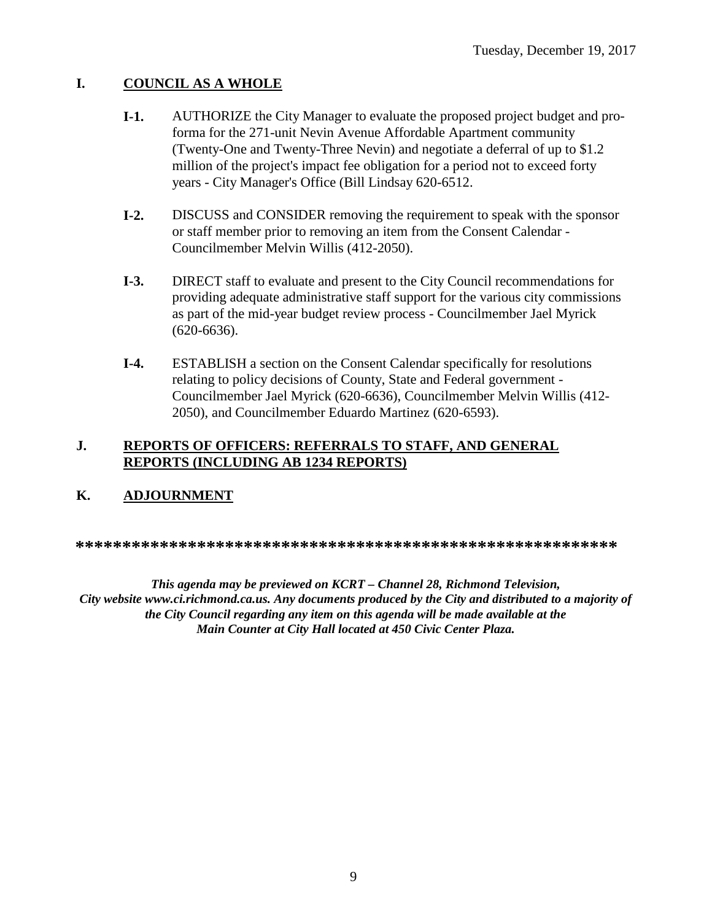Tuesday, December 19, 2017

## I. COUNCIL AS A WHOLE

**I-1.** AUTHORIZE the City Manager to evaluate the proposed project budget and pro-forma for the 271-unit Nevin Avenue Affordable Apartment community (Twenty-One and Twenty-Three Nevin) and negotiate a deferral of up to $1.2 million of the project's impact fee obligation for a period not to exceed forty years - City Manager's Office (Bill Lindsay 620-6512.

**I-2.** DISCUSS and CONSIDER removing the requirement to speak with the sponsor or staff member prior to removing an item from the Consent Calendar - Councilmember Melvin Willis (412-2050).

**I-3.** DIRECT staff to evaluate and present to the City Council recommendations for providing adequate administrative staff support for the various city commissions as part of the mid-year budget review process - Councilmember Jael Myrick (620-6636).

**I-4.** ESTABLISH a section on the Consent Calendar specifically for resolutions relating to policy decisions of County, State and Federal government - Councilmember Jael Myrick (620-6636), Councilmember Melvin Willis (412-2050), and Councilmember Eduardo Martinez (620-6593).

## J. REPORTS OF OFFICERS: REFERRALS TO STAFF, AND GENERAL REPORTS (INCLUDING AB 1234 REPORTS)

## K. ADJOURNMENT

**********************************************************

***This agenda may be previewed on KCRT – Channel 28, Richmond Television, City website www.ci.richmond.ca.us. Any documents produced by the City and distributed to a majority of the City Council regarding any item on this agenda will be made available at the Main Counter at City Hall located at 450 Civic Center Plaza.***